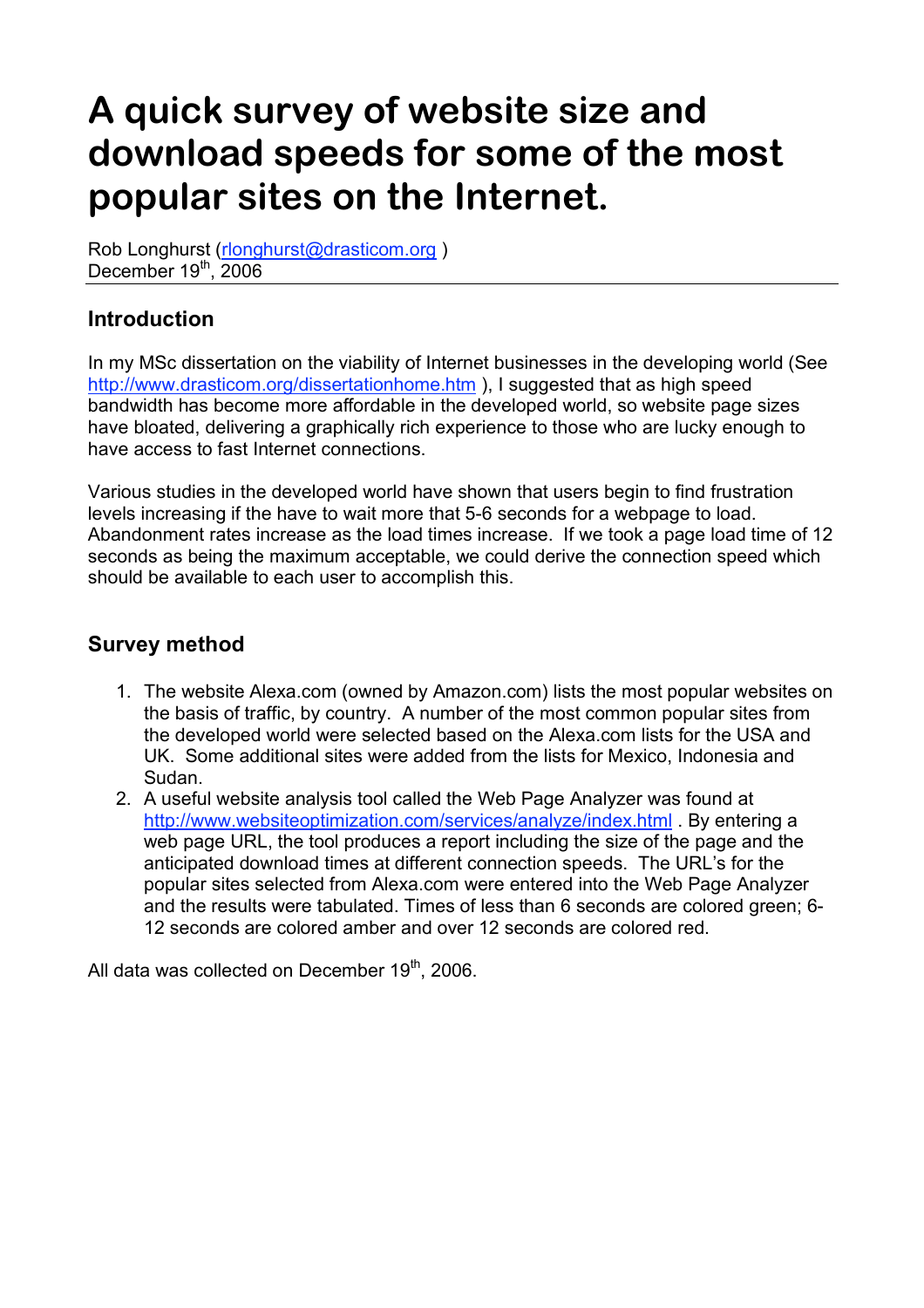# A quick survey of website size and download speeds for some of the most popular sites on the Internet.

Rob Longhurst (rlonghurst@drasticom.org )
December 19th, 2006

## Introduction

In my MSc dissertation on the viability of Internet businesses in the developing world (See http://www.drasticom.org/dissertationhome.htm ), I suggested that as high speed bandwidth has become more affordable in the developed world, so website page sizes have bloated, delivering a graphically rich experience to those who are lucky enough to have access to fast Internet connections.

Various studies in the developed world have shown that users begin to find frustration levels increasing if the have to wait more that 5-6 seconds for a webpage to load. Abandonment rates increase as the load times increase. If we took a page load time of 12 seconds as being the maximum acceptable, we could derive the connection speed which should be available to each user to accomplish this.

## Survey method

1. The website Alexa.com (owned by Amazon.com) lists the most popular websites on the basis of traffic, by country. A number of the most common popular sites from the developed world were selected based on the Alexa.com lists for the USA and UK. Some additional sites were added from the lists for Mexico, Indonesia and Sudan.
2. A useful website analysis tool called the Web Page Analyzer was found at http://www.websiteoptimization.com/services/analyze/index.html . By entering a web page URL, the tool produces a report including the size of the page and the anticipated download times at different connection speeds. The URL's for the popular sites selected from Alexa.com were entered into the Web Page Analyzer and the results were tabulated. Times of less than 6 seconds are colored green; 6-12 seconds are colored amber and over 12 seconds are colored red.

All data was collected on December 19th, 2006.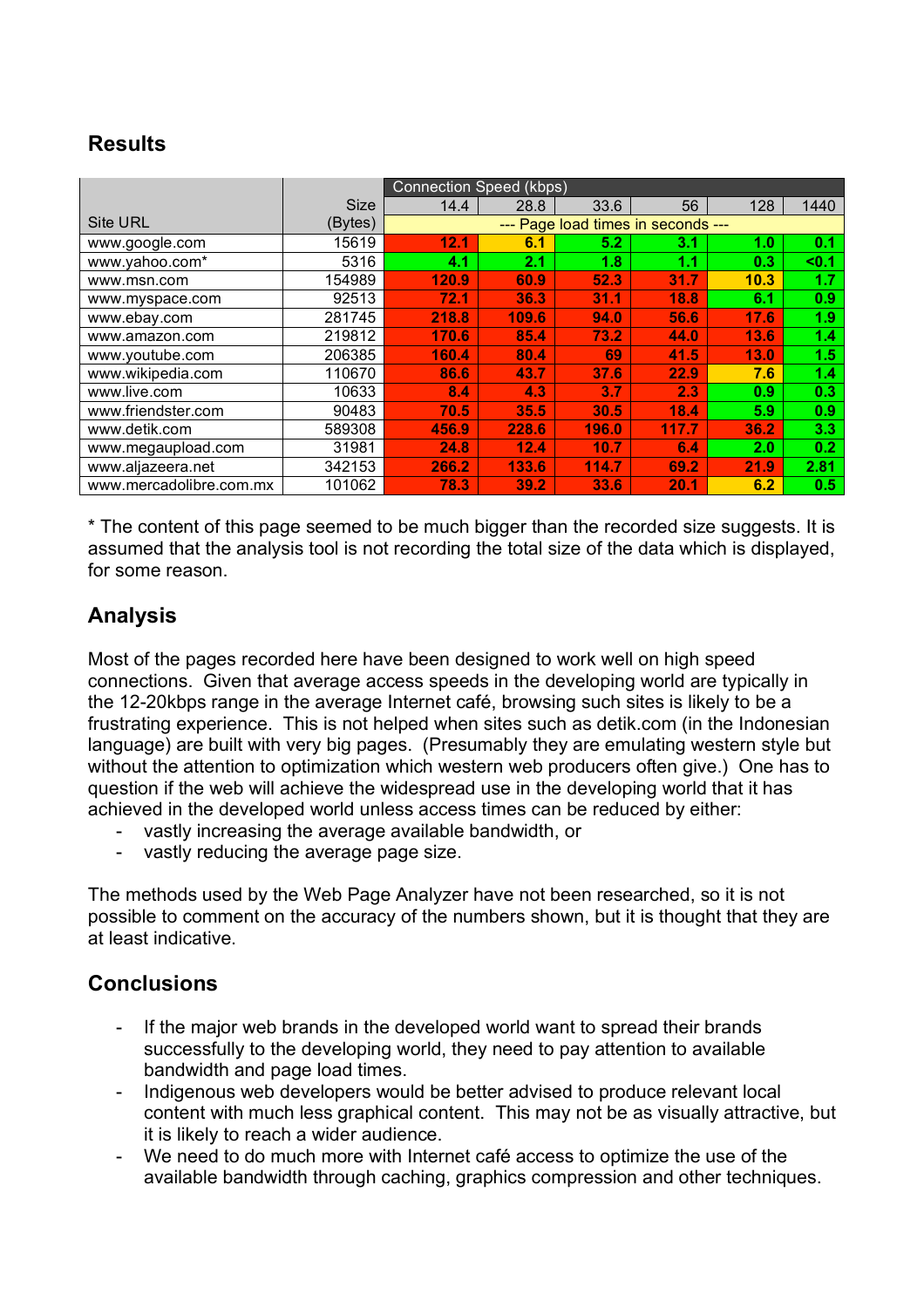## Results

| Site URL | Size (Bytes) | Connection Speed (kbps) 14.4 | 28.8 | 33.6 | 56 | 128 | 1440 |
|---|---|---|---|---|---|---|---|
| | | --- Page load times in seconds --- | | | | | |
| www.google.com | 15619 | 12.1 | 6.1 | 5.2 | 3.1 | 1.0 | 0.1 |
| www.yahoo.com* | 5316 | 4.1 | 2.1 | 1.8 | 1.1 | 0.3 | <0.1 |
| www.msn.com | 154989 | 120.9 | 60.9 | 52.3 | 31.7 | 10.3 | 1.7 |
| www.myspace.com | 92513 | 72.1 | 36.3 | 31.1 | 18.8 | 6.1 | 0.9 |
| www.ebay.com | 281745 | 218.8 | 109.6 | 94.0 | 56.6 | 17.6 | 1.9 |
| www.amazon.com | 219812 | 170.6 | 85.4 | 73.2 | 44.0 | 13.6 | 1.4 |
| www.youtube.com | 206385 | 160.4 | 80.4 | 69 | 41.5 | 13.0 | 1.5 |
| www.wikipedia.com | 110670 | 86.6 | 43.7 | 37.6 | 22.9 | 7.6 | 1.4 |
| www.live.com | 10633 | 8.4 | 4.3 | 3.7 | 2.3 | 0.9 | 0.3 |
| www.friendster.com | 90483 | 70.5 | 35.5 | 30.5 | 18.4 | 5.9 | 0.9 |
| www.detik.com | 589308 | 456.9 | 228.6 | 196.0 | 117.7 | 36.2 | 3.3 |
| www.megaupload.com | 31981 | 24.8 | 12.4 | 10.7 | 6.4 | 2.0 | 0.2 |
| www.aljazeera.net | 342153 | 266.2 | 133.6 | 114.7 | 69.2 | 21.9 | 2.81 |
| www.mercadolibre.com.mx | 101062 | 78.3 | 39.2 | 33.6 | 20.1 | 6.2 | 0.5 |

* The content of this page seemed to be much bigger than the recorded size suggests. It is assumed that the analysis tool is not recording the total size of the data which is displayed, for some reason.

## Analysis

Most of the pages recorded here have been designed to work well on high speed connections. Given that average access speeds in the developing world are typically in the 12-20kbps range in the average Internet café, browsing such sites is likely to be a frustrating experience. This is not helped when sites such as detik.com (in the Indonesian language) are built with very big pages. (Presumably they are emulating western style but without the attention to optimization which western web producers often give.) One has to question if the web will achieve the widespread use in the developing world that it has achieved in the developed world unless access times can be reduced by either:

- vastly increasing the average available bandwidth, or
- vastly reducing the average page size.

The methods used by the Web Page Analyzer have not been researched, so it is not possible to comment on the accuracy of the numbers shown, but it is thought that they are at least indicative.

## Conclusions

- If the major web brands in the developed world want to spread their brands successfully to the developing world, they need to pay attention to available bandwidth and page load times.
- Indigenous web developers would be better advised to produce relevant local content with much less graphical content. This may not be as visually attractive, but it is likely to reach a wider audience.
- We need to do much more with Internet café access to optimize the use of the available bandwidth through caching, graphics compression and other techniques.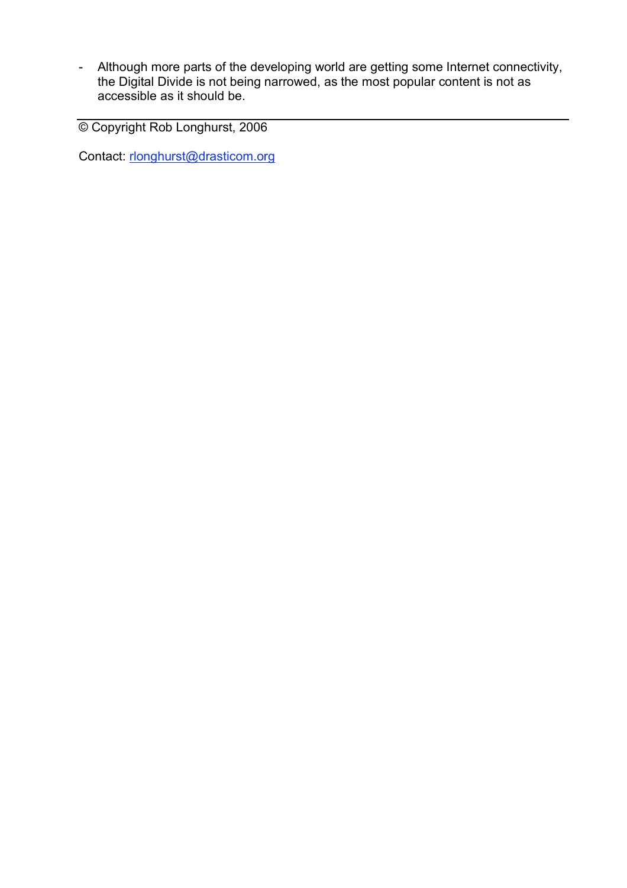- Although more parts of the developing world are getting some Internet connectivity, the Digital Divide is not being narrowed, as the most popular content is not as accessible as it should be.

---

© Copyright Rob Longhurst, 2006

Contact: [rlonghurst@drasticom.org](mailto:rlonghurst@drasticom.org)